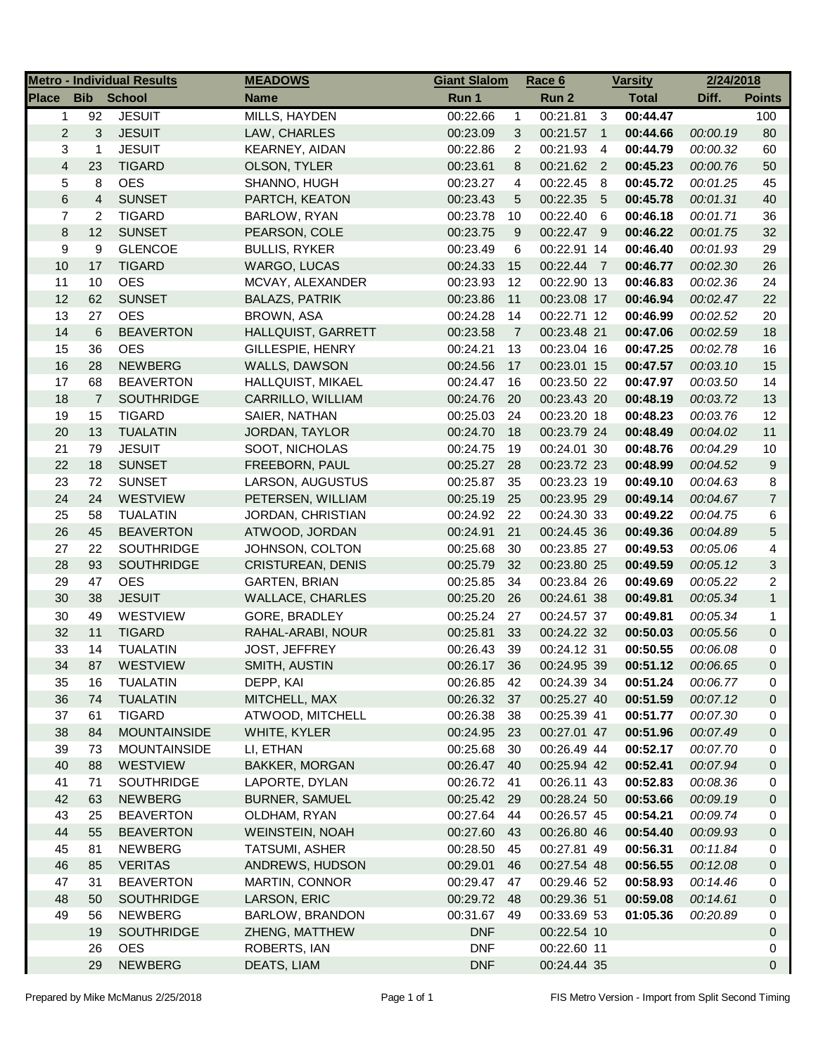| Metro - Individual Results | | | MEADOWS | Giant Slalom | | Race 6 | | Varsity | 2/24/2018 | |
|---|---|---|---|---|---|---|---|---|---|---|
| **Place** | **Bib** | **School** | **Name** | **Run 1** | | **Run 2** | | **Total** | **Diff.** | **Points** |
| 1 | 92 | JESUIT | MILLS, HAYDEN | 00:22.66 | 1 | 00:21.81 | 3 | **00:44.47** | | 100 |
| 2 | 3 | JESUIT | LAW, CHARLES | 00:23.09 | 3 | 00:21.57 | 1 | **00:44.66** | *00:00.19* | 80 |
| 3 | 1 | JESUIT | KEARNEY, AIDAN | 00:22.86 | 2 | 00:21.93 | 4 | **00:44.79** | *00:00.32* | 60 |
| 4 | 23 | TIGARD | OLSON, TYLER | 00:23.61 | 8 | 00:21.62 | 2 | **00:45.23** | *00:00.76* | 50 |
| 5 | 8 | OES | SHANNO, HUGH | 00:23.27 | 4 | 00:22.45 | 8 | **00:45.72** | *00:01.25* | 45 |
| 6 | 4 | SUNSET | PARTCH, KEATON | 00:23.43 | 5 | 00:22.35 | 5 | **00:45.78** | *00:01.31* | 40 |
| 7 | 2 | TIGARD | BARLOW, RYAN | 00:23.78 | 10 | 00:22.40 | 6 | **00:46.18** | *00:01.71* | 36 |
| 8 | 12 | SUNSET | PEARSON, COLE | 00:23.75 | 9 | 00:22.47 | 9 | **00:46.22** | *00:01.75* | 32 |
| 9 | 9 | GLENCOE | BULLIS, RYKER | 00:23.49 | 6 | 00:22.91 | 14 | **00:46.40** | *00:01.93* | 29 |
| 10 | 17 | TIGARD | WARGO, LUCAS | 00:24.33 | 15 | 00:22.44 | 7 | **00:46.77** | *00:02.30* | 26 |
| 11 | 10 | OES | MCVAY, ALEXANDER | 00:23.93 | 12 | 00:22.90 | 13 | **00:46.83** | *00:02.36* | 24 |
| 12 | 62 | SUNSET | BALAZS, PATRIK | 00:23.86 | 11 | 00:23.08 | 17 | **00:46.94** | *00:02.47* | 22 |
| 13 | 27 | OES | BROWN, ASA | 00:24.28 | 14 | 00:22.71 | 12 | **00:46.99** | *00:02.52* | 20 |
| 14 | 6 | BEAVERTON | HALLQUIST, GARRETT | 00:23.58 | 7 | 00:23.48 | 21 | **00:47.06** | *00:02.59* | 18 |
| 15 | 36 | OES | GILLESPIE, HENRY | 00:24.21 | 13 | 00:23.04 | 16 | **00:47.25** | *00:02.78* | 16 |
| 16 | 28 | NEWBERG | WALLS, DAWSON | 00:24.56 | 17 | 00:23.01 | 15 | **00:47.57** | *00:03.10* | 15 |
| 17 | 68 | BEAVERTON | HALLQUIST, MIKAEL | 00:24.47 | 16 | 00:23.50 | 22 | **00:47.97** | *00:03.50* | 14 |
| 18 | 7 | SOUTHRIDGE | CARRILLO, WILLIAM | 00:24.76 | 20 | 00:23.43 | 20 | **00:48.19** | *00:03.72* | 13 |
| 19 | 15 | TIGARD | SAIER, NATHAN | 00:25.03 | 24 | 00:23.20 | 18 | **00:48.23** | *00:03.76* | 12 |
| 20 | 13 | TUALATIN | JORDAN, TAYLOR | 00:24.70 | 18 | 00:23.79 | 24 | **00:48.49** | *00:04.02* | 11 |
| 21 | 79 | JESUIT | SOOT, NICHOLAS | 00:24.75 | 19 | 00:24.01 | 30 | **00:48.76** | *00:04.29* | 10 |
| 22 | 18 | SUNSET | FREEBORN, PAUL | 00:25.27 | 28 | 00:23.72 | 23 | **00:48.99** | *00:04.52* | 9 |
| 23 | 72 | SUNSET | LARSON, AUGUSTUS | 00:25.87 | 35 | 00:23.23 | 19 | **00:49.10** | *00:04.63* | 8 |
| 24 | 24 | WESTVIEW | PETERSEN, WILLIAM | 00:25.19 | 25 | 00:23.95 | 29 | **00:49.14** | *00:04.67* | 7 |
| 25 | 58 | TUALATIN | JORDAN, CHRISTIAN | 00:24.92 | 22 | 00:24.30 | 33 | **00:49.22** | *00:04.75* | 6 |
| 26 | 45 | BEAVERTON | ATWOOD, JORDAN | 00:24.91 | 21 | 00:24.45 | 36 | **00:49.36** | *00:04.89* | 5 |
| 27 | 22 | SOUTHRIDGE | JOHNSON, COLTON | 00:25.68 | 30 | 00:23.85 | 27 | **00:49.53** | *00:05.06* | 4 |
| 28 | 93 | SOUTHRIDGE | CRISTUREAN, DENIS | 00:25.79 | 32 | 00:23.80 | 25 | **00:49.59** | *00:05.12* | 3 |
| 29 | 47 | OES | GARTEN, BRIAN | 00:25.85 | 34 | 00:23.84 | 26 | **00:49.69** | *00:05.22* | 2 |
| 30 | 38 | JESUIT | WALLACE, CHARLES | 00:25.20 | 26 | 00:24.61 | 38 | **00:49.81** | *00:05.34* | 1 |
| 30 | 49 | WESTVIEW | GORE, BRADLEY | 00:25.24 | 27 | 00:24.57 | 37 | **00:49.81** | *00:05.34* | 1 |
| 32 | 11 | TIGARD | RAHAL-ARABI, NOUR | 00:25.81 | 33 | 00:24.22 | 32 | **00:50.03** | *00:05.56* | 0 |
| 33 | 14 | TUALATIN | JOST, JEFFREY | 00:26.43 | 39 | 00:24.12 | 31 | **00:50.55** | *00:06.08* | 0 |
| 34 | 87 | WESTVIEW | SMITH, AUSTIN | 00:26.17 | 36 | 00:24.95 | 39 | **00:51.12** | *00:06.65* | 0 |
| 35 | 16 | TUALATIN | DEPP, KAI | 00:26.85 | 42 | 00:24.39 | 34 | **00:51.24** | *00:06.77* | 0 |
| 36 | 74 | TUALATIN | MITCHELL, MAX | 00:26.32 | 37 | 00:25.27 | 40 | **00:51.59** | *00:07.12* | 0 |
| 37 | 61 | TIGARD | ATWOOD, MITCHELL | 00:26.38 | 38 | 00:25.39 | 41 | **00:51.77** | *00:07.30* | 0 |
| 38 | 84 | MOUNTAINSIDE | WHITE, KYLER | 00:24.95 | 23 | 00:27.01 | 47 | **00:51.96** | *00:07.49* | 0 |
| 39 | 73 | MOUNTAINSIDE | LI, ETHAN | 00:25.68 | 30 | 00:26.49 | 44 | **00:52.17** | *00:07.70* | 0 |
| 40 | 88 | WESTVIEW | BAKKER, MORGAN | 00:26.47 | 40 | 00:25.94 | 42 | **00:52.41** | *00:07.94* | 0 |
| 41 | 71 | SOUTHRIDGE | LAPORTE, DYLAN | 00:26.72 | 41 | 00:26.11 | 43 | **00:52.83** | *00:08.36* | 0 |
| 42 | 63 | NEWBERG | BURNER, SAMUEL | 00:25.42 | 29 | 00:28.24 | 50 | **00:53.66** | *00:09.19* | 0 |
| 43 | 25 | BEAVERTON | OLDHAM, RYAN | 00:27.64 | 44 | 00:26.57 | 45 | **00:54.21** | *00:09.74* | 0 |
| 44 | 55 | BEAVERTON | WEINSTEIN, NOAH | 00:27.60 | 43 | 00:26.80 | 46 | **00:54.40** | *00:09.93* | 0 |
| 45 | 81 | NEWBERG | TATSUMI, ASHER | 00:28.50 | 45 | 00:27.81 | 49 | **00:56.31** | *00:11.84* | 0 |
| 46 | 85 | VERITAS | ANDREWS, HUDSON | 00:29.01 | 46 | 00:27.54 | 48 | **00:56.55** | *00:12.08* | 0 |
| 47 | 31 | BEAVERTON | MARTIN, CONNOR | 00:29.47 | 47 | 00:29.46 | 52 | **00:58.93** | *00:14.46* | 0 |
| 48 | 50 | SOUTHRIDGE | LARSON, ERIC | 00:29.72 | 48 | 00:29.36 | 51 | **00:59.08** | *00:14.61* | 0 |
| 49 | 56 | NEWBERG | BARLOW, BRANDON | 00:31.67 | 49 | 00:33.69 | 53 | **01:05.36** | *00:20.89* | 0 |
| | 19 | SOUTHRIDGE | ZHENG, MATTHEW | DNF | | 00:22.54 | 10 | | | 0 |
| | 26 | OES | ROBERTS, IAN | DNF | | 00:22.60 | 11 | | | 0 |
| | 29 | NEWBERG | DEATS, LIAM | DNF | | 00:24.44 | 35 | | | 0 |

Prepared by Mike McManus 2/25/2018 FIS Metro Version - Import from Split Second Timing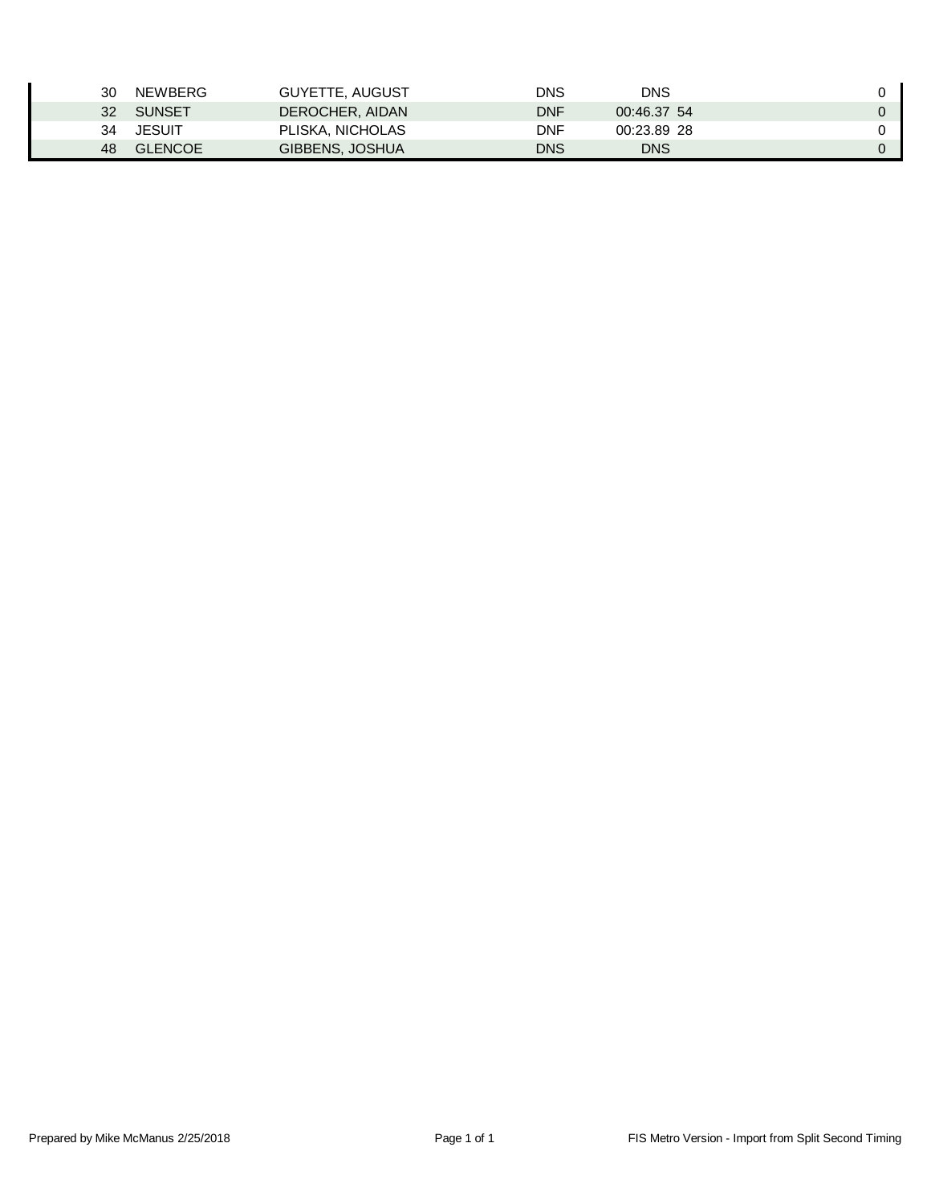| | | | | | |
|---|---|---|---|---|---|
| 30 | NEWBERG | GUYETTE, AUGUST | DNS | DNS | 0 |
| 32 | SUNSET | DEROCHER, AIDAN | DNF | 00:46.37 54 | 0 |
| 34 | JESUIT | PLISKA, NICHOLAS | DNF | 00:23.89 28 | 0 |
| 48 | GLENCOE | GIBBENS, JOSHUA | DNS | DNS | 0 |

Prepared by Mike McManus 2/25/2018

FIS Metro Version - Import from Split Second Timing